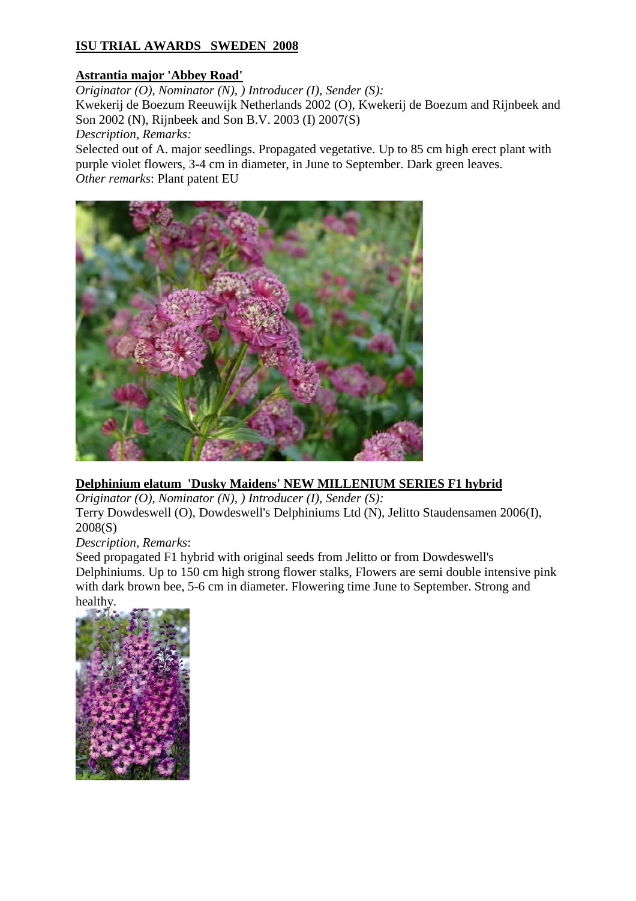**ISU TRIAL AWARDS SWEDEN 2008**

**Astrantia major 'Abbey Road'**

*Originator (O), Nominator (N), ) Introducer (I), Sender (S):*
Kwekerij de Boezum Reeuwijk Netherlands 2002 (O), Kwekerij de Boezum and Rijnbeek and Son 2002 (N), Rijnbeek and Son B.V. 2003 (I) 2007(S)
*Description, Remarks:*
Selected out of A. major seedlings. Propagated vegetative. Up to 85 cm high erect plant with purple violet flowers, 3-4 cm in diameter, in June to September. Dark green leaves.
*Other remarks*: Plant patent EU

**Delphinium elatum 'Dusky Maidens' NEW MILLENIUM SERIES F1 hybrid**

*Originator (O), Nominator (N), ) Introducer (I), Sender (S):*
Terry Dowdeswell (O), Dowdeswell's Delphiniums Ltd (N), Jelitto Staudensamen 2006(I), 2008(S)
*Description, Remarks*:
Seed propagated F1 hybrid with original seeds from Jelitto or from Dowdeswell's Delphiniums. Up to 150 cm high strong flower stalks, Flowers are semi double intensive pink with dark brown bee, 5-6 cm in diameter. Flowering time June to September. Strong and healthy.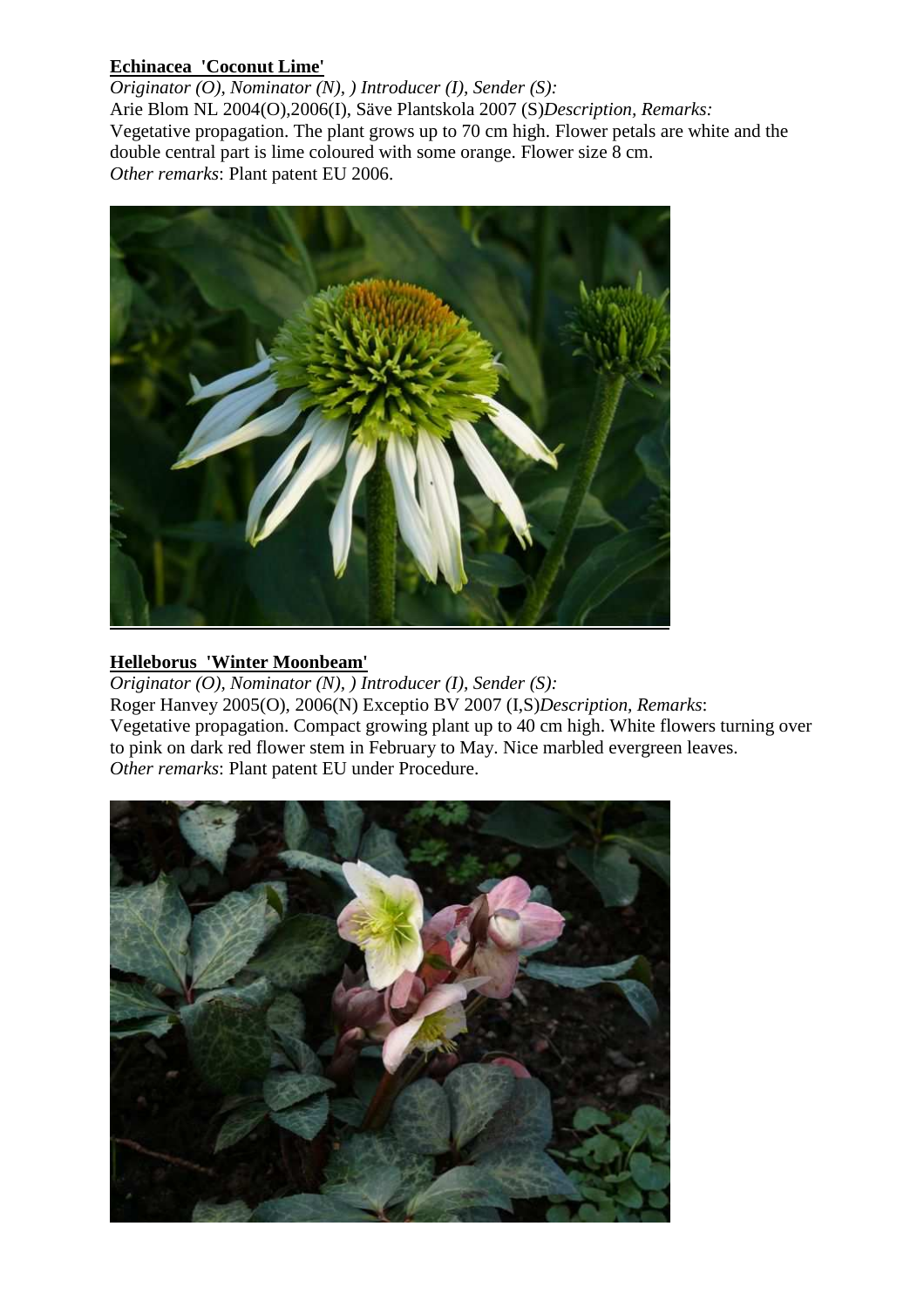**Echinacea 'Coconut Lime'**

*Originator (O), Nominator (N), ) Introducer (I), Sender (S):*
Arie Blom NL 2004(O),2006(I), Säve Plantskola 2007 (S)*Description, Remarks:*
Vegetative propagation. The plant grows up to 70 cm high. Flower petals are white and the double central part is lime coloured with some orange. Flower size 8 cm.
*Other remarks*: Plant patent EU 2006.

**Helleborus 'Winter Moonbeam'**

*Originator (O), Nominator (N), ) Introducer (I), Sender (S):*
Roger Hanvey 2005(O), 2006(N) Exceptio BV 2007 (I,S)*Description, Remarks*:
Vegetative propagation. Compact growing plant up to 40 cm high. White flowers turning over to pink on dark red flower stem in February to May. Nice marbled evergreen leaves.
*Other remarks*: Plant patent EU under Procedure.